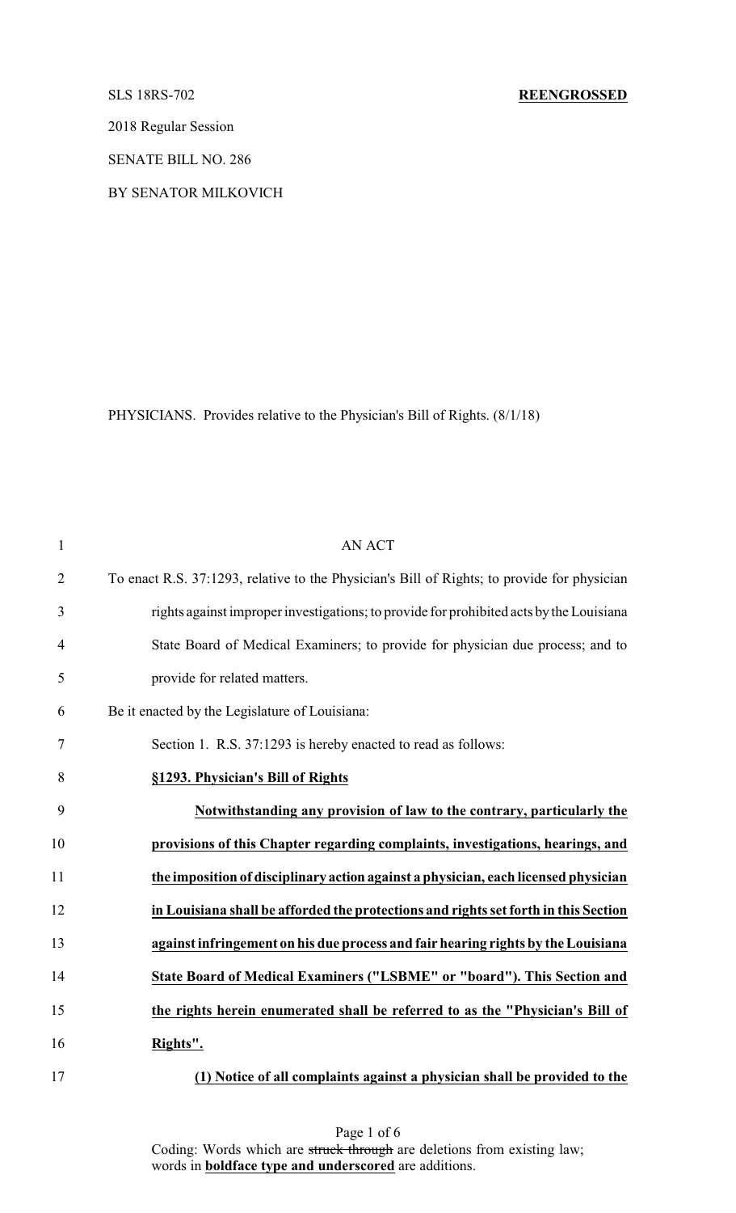SLS 18RS-702 **REENGROSSED**

2018 Regular Session

SENATE BILL NO. 286

BY SENATOR MILKOVICH

PHYSICIANS. Provides relative to the Physician's Bill of Rights. (8/1/18)

AN ACT

To enact R.S. 37:1293, relative to the Physician's Bill of Rights; to provide for physician rights against improper investigations; to provide for prohibited acts by the Louisiana State Board of Medical Examiners; to provide for physician due process; and to provide for related matters.

Be it enacted by the Legislature of Louisiana:

Section 1. R.S. 37:1293 is hereby enacted to read as follows:

**§1293. Physician's Bill of Rights**

**Notwithstanding any provision of law to the contrary, particularly the provisions of this Chapter regarding complaints, investigations, hearings, and the imposition of disciplinary action against a physician, each licensed physician in Louisiana shall be afforded the protections and rights set forth in this Section against infringement on his due process and fair hearing rights by the Louisiana State Board of Medical Examiners ("LSBME" or "board"). This Section and the rights herein enumerated shall be referred to as the "Physician's Bill of Rights".**

**(1) Notice of all complaints against a physician shall be provided to the**

Coding: Words which are ~~struck through~~ are deletions from existing law; words in **boldface type and underscored** are additions.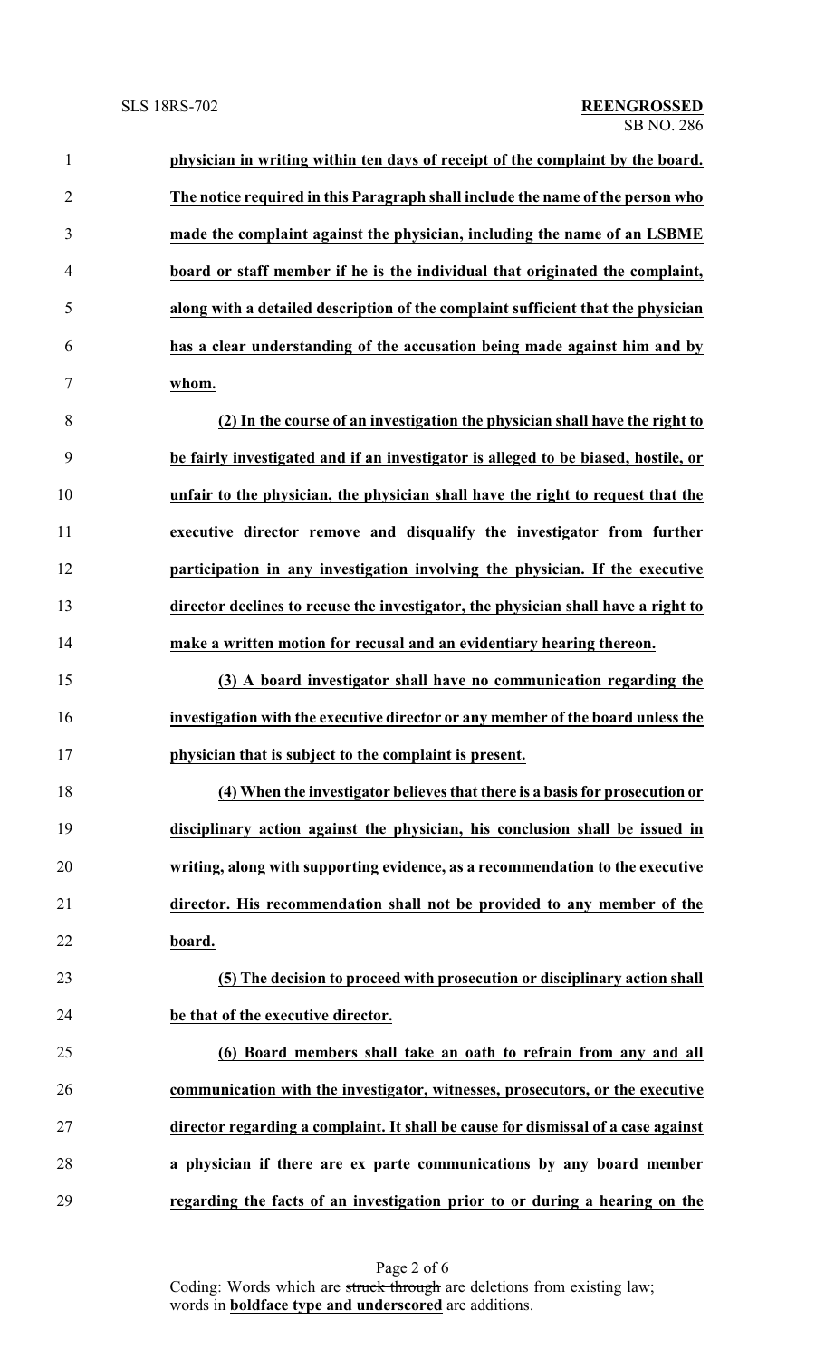**physician in writing within ten days of receipt of the complaint by the board. The notice required in this Paragraph shall include the name of the person who made the complaint against the physician, including the name of an LSBME board or staff member if he is the individual that originated the complaint, along with a detailed description of the complaint sufficient that the physician has a clear understanding of the accusation being made against him and by whom.**

**(2) In the course of an investigation the physician shall have the right to be fairly investigated and if an investigator is alleged to be biased, hostile, or unfair to the physician, the physician shall have the right to request that the executive director remove and disqualify the investigator from further participation in any investigation involving the physician. If the executive director declines to recuse the investigator, the physician shall have a right to make a written motion for recusal and an evidentiary hearing thereon.**

**(3) A board investigator shall have no communication regarding the investigation with the executive director or any member of the board unless the physician that is subject to the complaint is present.**

**(4) When the investigator believes that there is a basis for prosecution or disciplinary action against the physician, his conclusion shall be issued in writing, along with supporting evidence, as a recommendation to the executive director. His recommendation shall not be provided to any member of the board.**

**(5) The decision to proceed with prosecution or disciplinary action shall be that of the executive director.**

**(6) Board members shall take an oath to refrain from any and all communication with the investigator, witnesses, prosecutors, or the executive director regarding a complaint. It shall be cause for dismissal of a case against a physician if there are ex parte communications by any board member regarding the facts of an investigation prior to or during a hearing on the**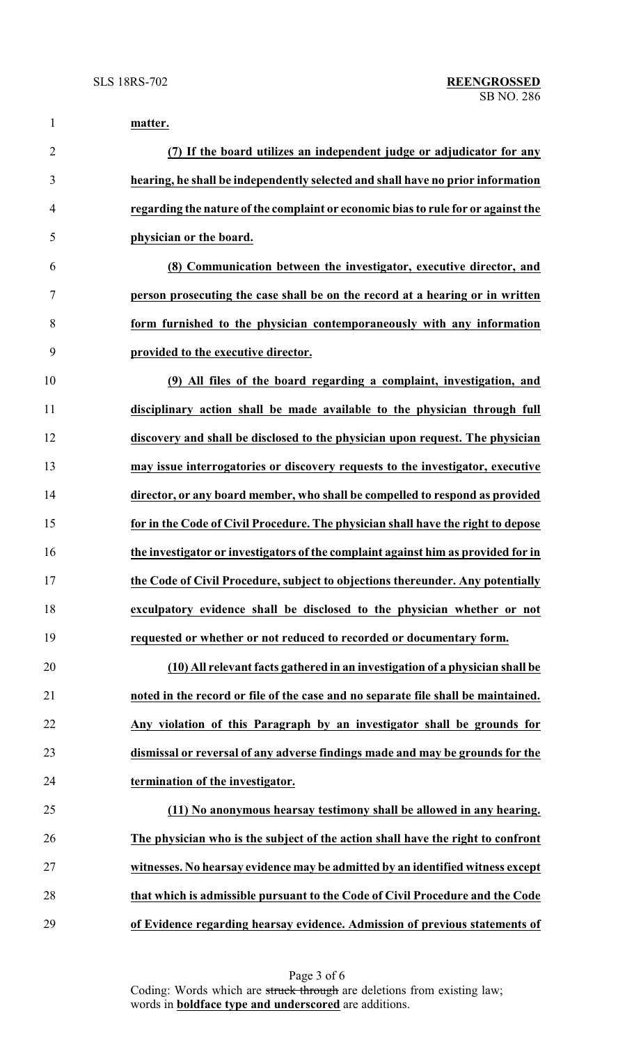**matter.**

**(7) If the board utilizes an independent judge or adjudicator for any hearing, he shall be independently selected and shall have no prior information regarding the nature of the complaint or economic bias to rule for or against the physician or the board.**

**(8) Communication between the investigator, executive director, and person prosecuting the case shall be on the record at a hearing or in written form furnished to the physician contemporaneously with any information provided to the executive director.**

**(9) All files of the board regarding a complaint, investigation, and disciplinary action shall be made available to the physician through full discovery and shall be disclosed to the physician upon request. The physician may issue interrogatories or discovery requests to the investigator, executive director, or any board member, who shall be compelled to respond as provided for in the Code of Civil Procedure. The physician shall have the right to depose the investigator or investigators of the complaint against him as provided for in the Code of Civil Procedure, subject to objections thereunder. Any potentially exculpatory evidence shall be disclosed to the physician whether or not requested or whether or not reduced to recorded or documentary form.**

**(10) All relevant facts gathered in an investigation of a physician shall be noted in the record or file of the case and no separate file shall be maintained. Any violation of this Paragraph by an investigator shall be grounds for dismissal or reversal of any adverse findings made and may be grounds for the termination of the investigator.**

**(11) No anonymous hearsay testimony shall be allowed in any hearing. The physician who is the subject of the action shall have the right to confront witnesses. No hearsay evidence may be admitted by an identified witness except that which is admissible pursuant to the Code of Civil Procedure and the Code of Evidence regarding hearsay evidence. Admission of previous statements of**

Coding: Words which are ~~struck through~~ are deletions from existing law; words in **boldface type and underscored** are additions.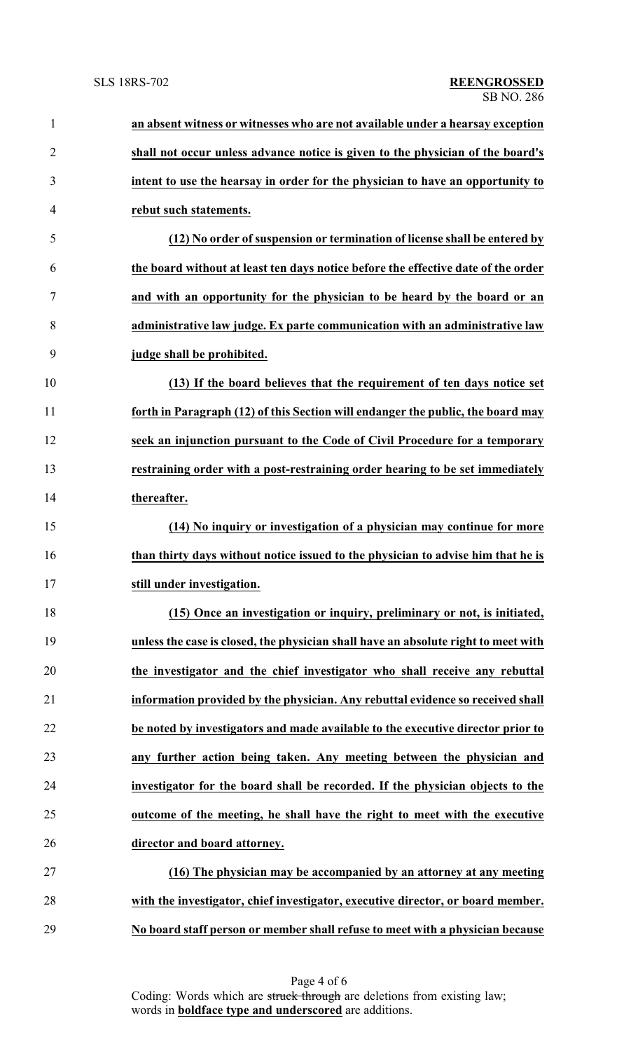**an absent witness or witnesses who are not available under a hearsay exception shall not occur unless advance notice is given to the physician of the board's intent to use the hearsay in order for the physician to have an opportunity to rebut such statements.**

**(12) No order of suspension or termination of license shall be entered by the board without at least ten days notice before the effective date of the order and with an opportunity for the physician to be heard by the board or an administrative law judge. Ex parte communication with an administrative law judge shall be prohibited.**

**(13) If the board believes that the requirement of ten days notice set forth in Paragraph (12) of this Section will endanger the public, the board may seek an injunction pursuant to the Code of Civil Procedure for a temporary restraining order with a post-restraining order hearing to be set immediately thereafter.**

**(14) No inquiry or investigation of a physician may continue for more than thirty days without notice issued to the physician to advise him that he is still under investigation.**

**(15) Once an investigation or inquiry, preliminary or not, is initiated, unless the case is closed, the physician shall have an absolute right to meet with the investigator and the chief investigator who shall receive any rebuttal information provided by the physician. Any rebuttal evidence so received shall be noted by investigators and made available to the executive director prior to any further action being taken. Any meeting between the physician and investigator for the board shall be recorded. If the physician objects to the outcome of the meeting, he shall have the right to meet with the executive director and board attorney.**

**(16) The physician may be accompanied by an attorney at any meeting with the investigator, chief investigator, executive director, or board member. No board staff person or member shall refuse to meet with a physician because**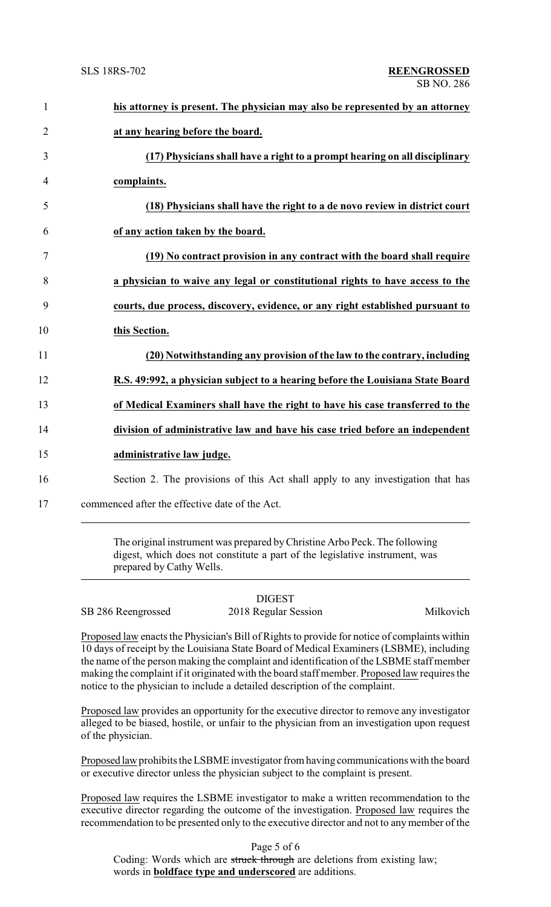**his attorney is present. The physician may also be represented by an attorney at any hearing before the board.**

**(17) Physicians shall have a right to a prompt hearing on all disciplinary complaints.**

**(18) Physicians shall have the right to a de novo review in district court of any action taken by the board.**

**(19) No contract provision in any contract with the board shall require a physician to waive any legal or constitutional rights to have access to the courts, due process, discovery, evidence, or any right established pursuant to this Section.**

**(20) Notwithstanding any provision of the law to the contrary, including R.S. 49:992, a physician subject to a hearing before the Louisiana State Board of Medical Examiners shall have the right to have his case transferred to the division of administrative law and have his case tried before an independent administrative law judge.**

Section 2. The provisions of this Act shall apply to any investigation that has commenced after the effective date of the Act.

---

The original instrument was prepared by Christine Arbo Peck. The following digest, which does not constitute a part of the legislative instrument, was prepared by Cathy Wells.

DIGEST

SB 286 Reengrossed | 2018 Regular Session | Milkovich

Proposed law enacts the Physician's Bill of Rights to provide for notice of complaints within 10 days of receipt by the Louisiana State Board of Medical Examiners (LSBME), including the name of the person making the complaint and identification of the LSBME staff member making the complaint if it originated with the board staff member. Proposed law requires the notice to the physician to include a detailed description of the complaint.

Proposed law provides an opportunity for the executive director to remove any investigator alleged to be biased, hostile, or unfair to the physician from an investigation upon request of the physician.

Proposed law prohibits the LSBME investigator from having communications with the board or executive director unless the physician subject to the complaint is present.

Proposed law requires the LSBME investigator to make a written recommendation to the executive director regarding the outcome of the investigation. Proposed law requires the recommendation to be presented only to the executive director and not to any member of the

Coding: Words which are ~~struck through~~ are deletions from existing law; words in **boldface type and underscored** are additions.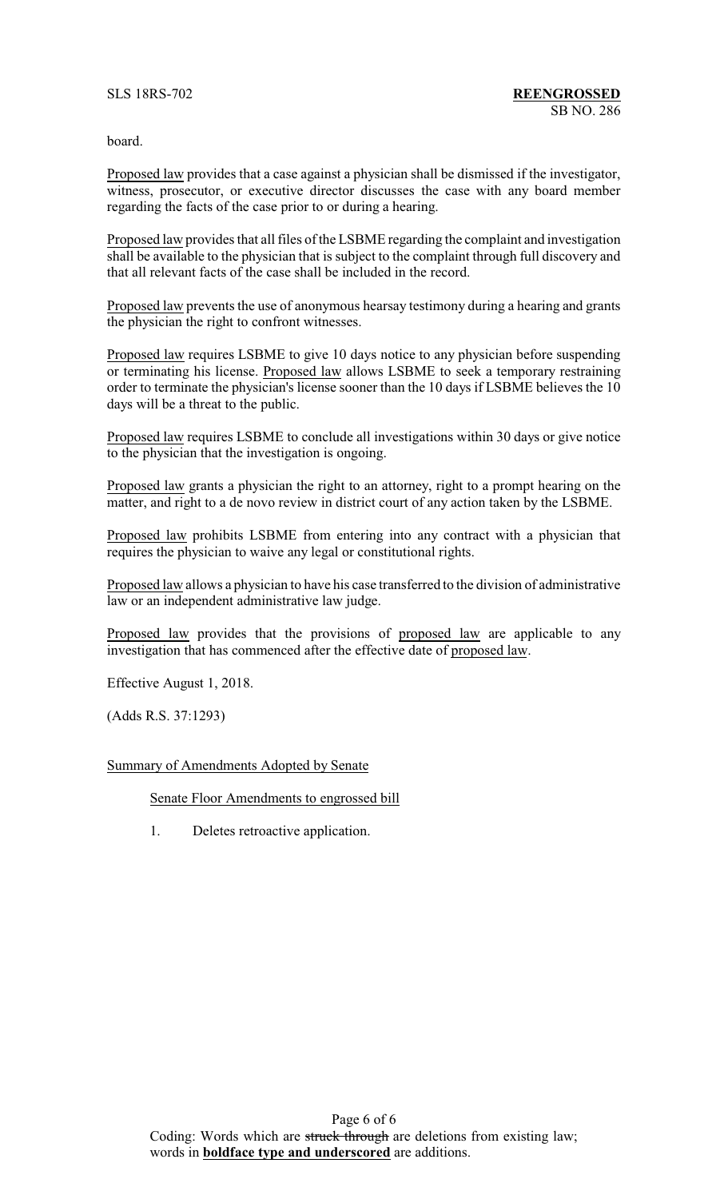board.

Proposed law provides that a case against a physician shall be dismissed if the investigator, witness, prosecutor, or executive director discusses the case with any board member regarding the facts of the case prior to or during a hearing.

Proposed law provides that all files of the LSBME regarding the complaint and investigation shall be available to the physician that is subject to the complaint through full discovery and that all relevant facts of the case shall be included in the record.

Proposed law prevents the use of anonymous hearsay testimony during a hearing and grants the physician the right to confront witnesses.

Proposed law requires LSBME to give 10 days notice to any physician before suspending or terminating his license. Proposed law allows LSBME to seek a temporary restraining order to terminate the physician's license sooner than the 10 days if LSBME believes the 10 days will be a threat to the public.

Proposed law requires LSBME to conclude all investigations within 30 days or give notice to the physician that the investigation is ongoing.

Proposed law grants a physician the right to an attorney, right to a prompt hearing on the matter, and right to a de novo review in district court of any action taken by the LSBME.

Proposed law prohibits LSBME from entering into any contract with a physician that requires the physician to waive any legal or constitutional rights.

Proposed law allows a physician to have his case transferred to the division of administrative law or an independent administrative law judge.

Proposed law provides that the provisions of proposed law are applicable to any investigation that has commenced after the effective date of proposed law.

Effective August 1, 2018.

(Adds R.S. 37:1293)

Summary of Amendments Adopted by Senate

Senate Floor Amendments to engrossed bill

1. Deletes retroactive application.

Coding: Words which are ~~struck through~~ are deletions from existing law; words in **boldface type and underscored** are additions.